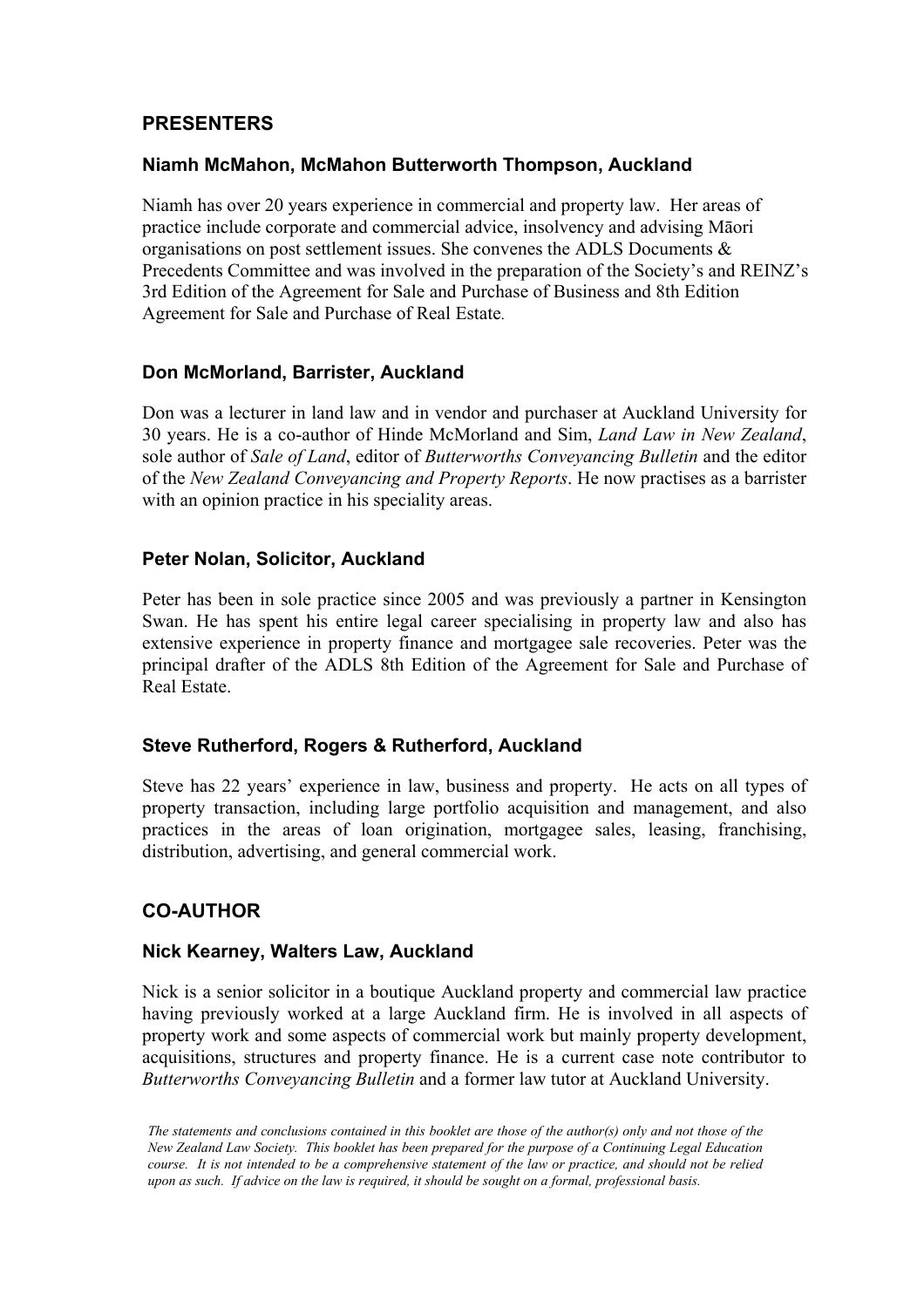## PRESENTERS

### Niamh McMahon, McMahon Butterworth Thompson, Auckland

Niamh has over 20 years experience in commercial and property law. Her areas of practice include corporate and commercial advice, insolvency and advising Māori organisations on post settlement issues. She convenes the ADLS Documents & Precedents Committee and was involved in the preparation of the Society's and REINZ's 3rd Edition of the Agreement for Sale and Purchase of Business and 8th Edition Agreement for Sale and Purchase of Real Estate.

### Don McMorland, Barrister, Auckland

Don was a lecturer in land law and in vendor and purchaser at Auckland University for 30 years. He is a co-author of Hinde McMorland and Sim, *Land Law in New Zealand*, sole author of *Sale of Land*, editor of *Butterworths Conveyancing Bulletin* and the editor of the *New Zealand Conveyancing and Property Reports*. He now practises as a barrister with an opinion practice in his speciality areas.

### Peter Nolan, Solicitor, Auckland

Peter has been in sole practice since 2005 and was previously a partner in Kensington Swan. He has spent his entire legal career specialising in property law and also has extensive experience in property finance and mortgagee sale recoveries. Peter was the principal drafter of the ADLS 8th Edition of the Agreement for Sale and Purchase of Real Estate.

### Steve Rutherford, Rogers & Rutherford, Auckland

Steve has 22 years' experience in law, business and property. He acts on all types of property transaction, including large portfolio acquisition and management, and also practices in the areas of loan origination, mortgagee sales, leasing, franchising, distribution, advertising, and general commercial work.

## CO-AUTHOR

### Nick Kearney, Walters Law, Auckland

Nick is a senior solicitor in a boutique Auckland property and commercial law practice having previously worked at a large Auckland firm. He is involved in all aspects of property work and some aspects of commercial work but mainly property development, acquisitions, structures and property finance. He is a current case note contributor to *Butterworths Conveyancing Bulletin* and a former law tutor at Auckland University.

*The statements and conclusions contained in this booklet are those of the author(s) only and not those of the New Zealand Law Society. This booklet has been prepared for the purpose of a Continuing Legal Education course. It is not intended to be a comprehensive statement of the law or practice, and should not be relied upon as such. If advice on the law is required, it should be sought on a formal, professional basis.*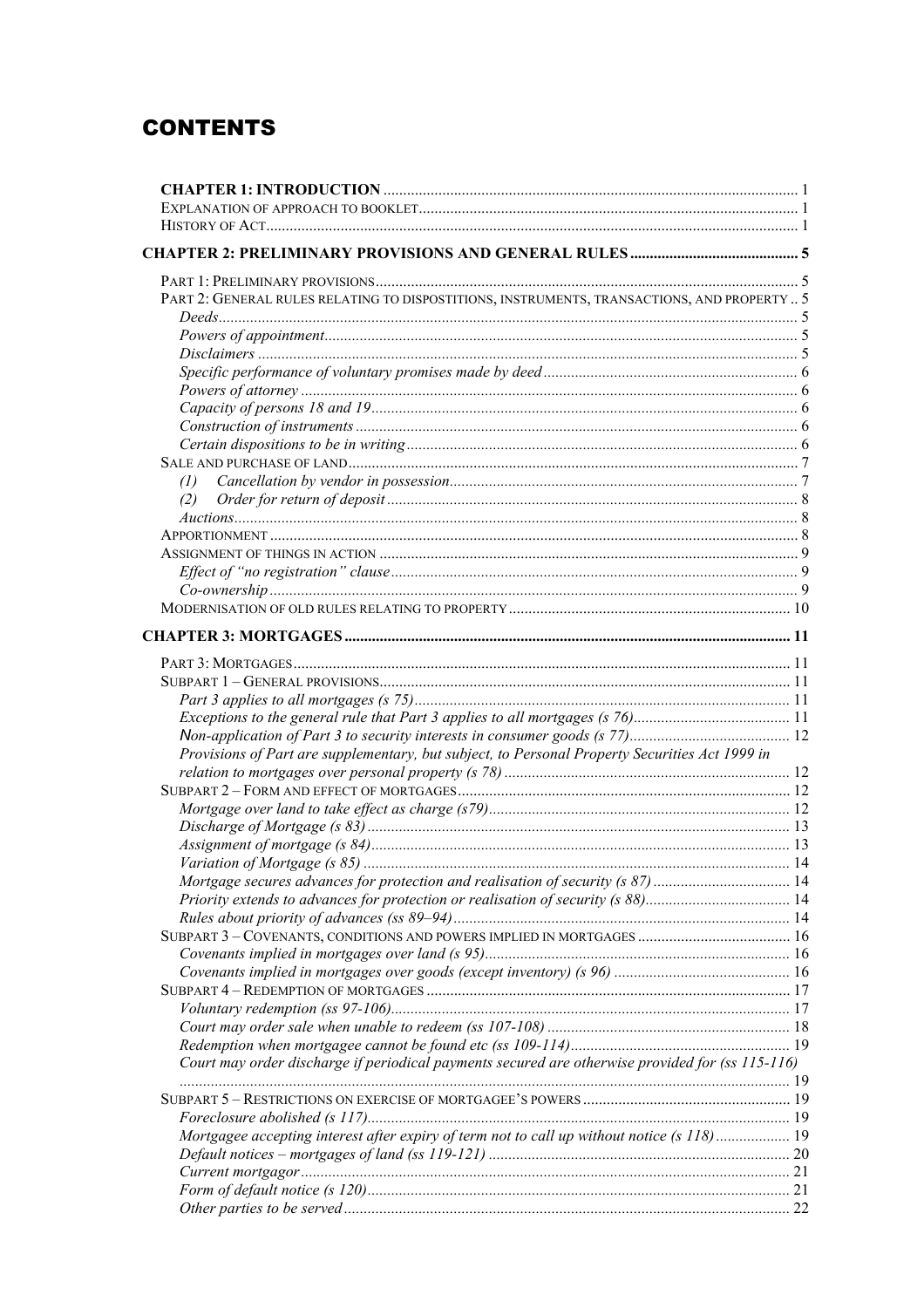# CONTENTS

**CHAPTER 1: INTRODUCTION** ... 1
EXPLANATION OF APPROACH TO BOOKLET ... 1
HISTORY OF ACT ... 1

**CHAPTER 2: PRELIMINARY PROVISIONS AND GENERAL RULES** ... 5

PART 1: PRELIMINARY PROVISIONS ... 5
PART 2: GENERAL RULES RELATING TO DISPOSTITIONS, INSTRUMENTS, TRANSACTIONS, AND PROPERTY ... 5
*Deeds* ... 5
*Powers of appointment* ... 5
*Disclaimers* ... 5
*Specific performance of voluntary promises made by deed* ... 6
*Powers of attorney* ... 6
*Capacity of persons 18 and 19* ... 6
*Construction of instruments* ... 6
*Certain dispositions to be in writing* ... 6
SALE AND PURCHASE OF LAND ... 7
*(1) Cancellation by vendor in possession* ... 7
*(2) Order for return of deposit* ... 8
*Auctions* ... 8
APPORTIONMENT ... 8
ASSIGNMENT OF THINGS IN ACTION ... 9
*Effect of "no registration" clause* ... 9
*Co-ownership* ... 9
MODERNISATION OF OLD RULES RELATING TO PROPERTY ... 10

**CHAPTER 3: MORTGAGES** ... 11

PART 3: MORTGAGES ... 11
SUBPART 1 – GENERAL PROVISIONS ... 11
*Part 3 applies to all mortgages (s 75)* ... 11
*Exceptions to the general rule that Part 3 applies to all mortgages (s 76)* ... 11
*Non-application of Part 3 to security interests in consumer goods (s 77)* ... 12
*Provisions of Part are supplementary, but subject, to Personal Property Securities Act 1999 in relation to mortgages over personal property (s 78)* ... 12
SUBPART 2 – FORM AND EFFECT OF MORTGAGES ... 12
*Mortgage over land to take effect as charge (s79)* ... 12
*Discharge of Mortgage (s 83)* ... 13
*Assignment of mortgage (s 84)* ... 13
*Variation of Mortgage (s 85)* ... 14
*Mortgage secures advances for protection and realisation of security (s 87)* ... 14
*Priority extends to advances for protection or realisation of security (s 88)* ... 14
*Rules about priority of advances (ss 89–94)* ... 14
SUBPART 3 – COVENANTS, CONDITIONS AND POWERS IMPLIED IN MORTGAGES ... 16
*Covenants implied in mortgages over land (s 95)* ... 16
*Covenants implied in mortgages over goods (except inventory) (s 96)* ... 16
SUBPART 4 – REDEMPTION OF MORTGAGES ... 17
*Voluntary redemption (ss 97-106)* ... 17
*Court may order sale when unable to redeem (ss 107-108)* ... 18
*Redemption when mortgagee cannot be found etc (ss 109-114)* ... 19
*Court may order discharge if periodical payments secured are otherwise provided for (ss 115-116)* ... 19
SUBPART 5 – RESTRICTIONS ON EXERCISE OF MORTGAGEE'S POWERS ... 19
*Foreclosure abolished (s 117)* ... 19
*Mortgagee accepting interest after expiry of term not to call up without notice (s 118)* ... 19
*Default notices – mortgages of land (ss 119-121)* ... 20
*Current mortgagor* ... 21
*Form of default notice (s 120)* ... 21
*Other parties to be served* ... 22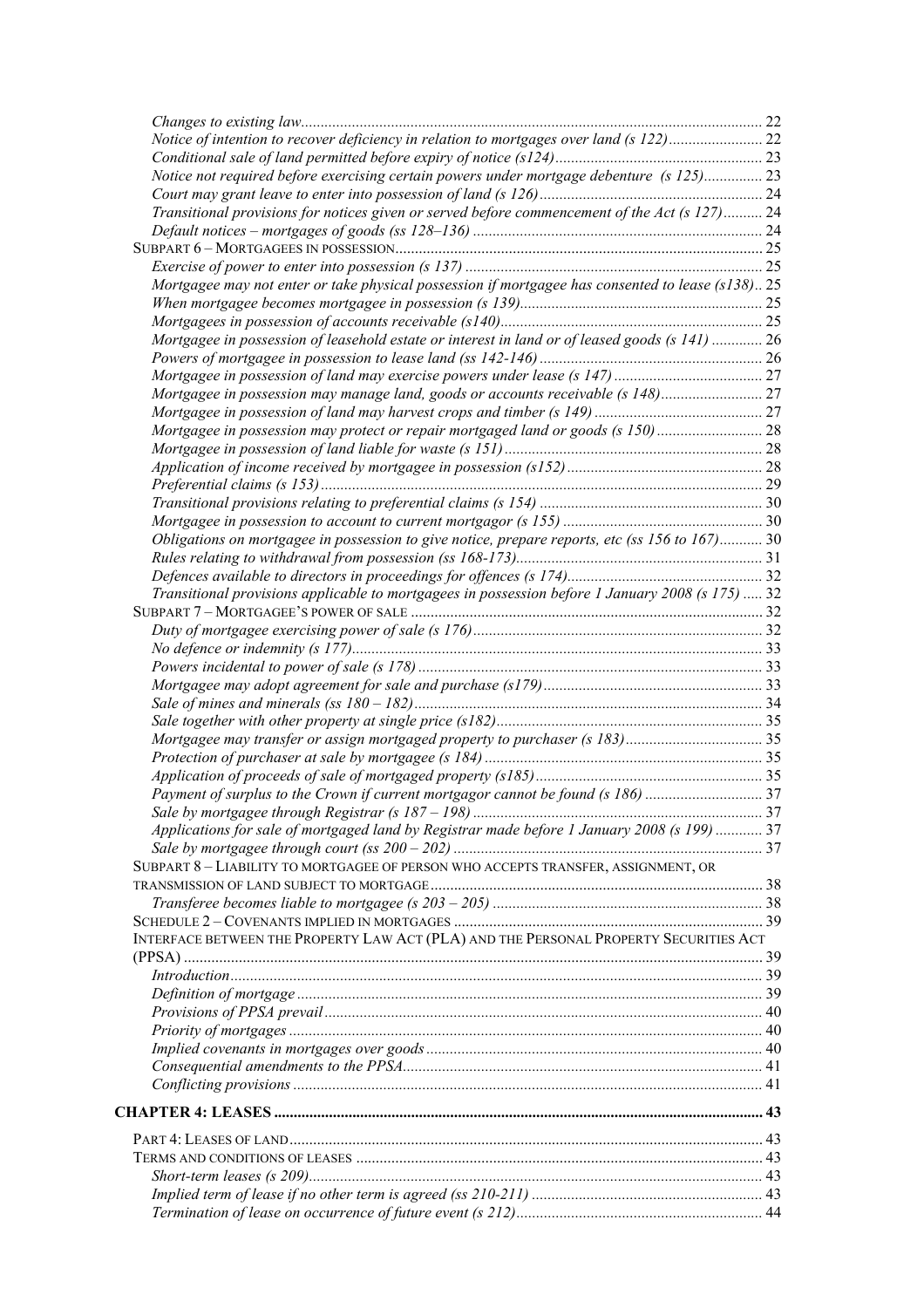*Changes to existing law* ........................................................ 22
*Notice of intention to recover deficiency in relation to mortgages over land (s 122)* ........................ 22
*Conditional sale of land permitted before expiry of notice (s124)* ........................ 23
*Notice not required before exercising certain powers under mortgage debenture (s 125)* ........................ 23
*Court may grant leave to enter into possession of land (s 126)* ........................ 24
*Transitional provisions for notices given or served before commencement of the Act (s 127)* ........................ 24
*Default notices – mortgages of goods (ss 128–136)* ........................ 24

SUBPART 6 – MORTGAGEES IN POSSESSION ........................ 25

*Exercise of power to enter into possession (s 137)* ........................ 25
*Mortgagee may not enter or take physical possession if mortgagee has consented to lease (s138)* .. 25
*When mortgagee becomes mortgagee in possession (s 139)* ........................ 25
*Mortgagees in possession of accounts receivable (s140)* ........................ 25
*Mortgagee in possession of leasehold estate or interest in land or of leased goods (s 141)* ........................ 26
*Powers of mortgagee in possession to lease land (ss 142-146)* ........................ 26
*Mortgagee in possession of land may exercise powers under lease (s 147)* ........................ 27
*Mortgagee in possession may manage land, goods or accounts receivable (s 148)* ........................ 27
*Mortgagee in possession of land may harvest crops and timber (s 149)* ........................ 27
*Mortgagee in possession may protect or repair mortgaged land or goods (s 150)* ........................ 28
*Mortgagee in possession of land liable for waste (s 151)* ........................ 28
*Application of income received by mortgagee in possession (s152)* ........................ 28
*Preferential claims (s 153)* ........................ 29
*Transitional provisions relating to preferential claims (s 154)* ........................ 30
*Mortgagee in possession to account to current mortgagor (s 155)* ........................ 30
*Obligations on mortgagee in possession to give notice, prepare reports, etc (ss 156 to 167)* ........................ 30
*Rules relating to withdrawal from possession (ss 168-173)* ........................ 31
*Defences available to directors in proceedings for offences (s 174)* ........................ 32
*Transitional provisions applicable to mortgagees in possession before 1 January 2008 (s 175)* ........................ 32

SUBPART 7 – MORTGAGEE'S POWER OF SALE ........................ 32

*Duty of mortgagee exercising power of sale (s 176)* ........................ 32
*No defence or indemnity (s 177)* ........................ 33
*Powers incidental to power of sale (s 178)* ........................ 33
*Mortgagee may adopt agreement for sale and purchase (s179)* ........................ 33
*Sale of mines and minerals (ss 180 – 182)* ........................ 34
*Sale together with other property at single price (s182)* ........................ 35
*Mortgagee may transfer or assign mortgaged property to purchaser (s 183)* ........................ 35
*Protection of purchaser at sale by mortgagee (s 184)* ........................ 35
*Application of proceeds of sale of mortgaged property (s185)* ........................ 35
*Payment of surplus to the Crown if current mortgagor cannot be found (s 186)* ........................ 37
*Sale by mortgagee through Registrar (s 187 – 198)* ........................ 37
*Applications for sale of mortgaged land by Registrar made before 1 January 2008 (s 199)* ........................ 37
*Sale by mortgagee through court (ss 200 – 202)* ........................ 37

SUBPART 8 – LIABILITY TO MORTGAGEE OF PERSON WHO ACCEPTS TRANSFER, ASSIGNMENT, OR TRANSMISSION OF LAND SUBJECT TO MORTGAGE ........................ 38

*Transferee becomes liable to mortgagee (s 203 – 205)* ........................ 38

SCHEDULE 2 – COVENANTS IMPLIED IN MORTGAGES ........................ 39

INTERFACE BETWEEN THE PROPERTY LAW ACT (PLA) AND THE PERSONAL PROPERTY SECURITIES ACT (PPSA) ........................ 39

*Introduction* ........................ 39
*Definition of mortgage* ........................ 39
*Provisions of PPSA prevail* ........................ 40
*Priority of mortgages* ........................ 40
*Implied covenants in mortgages over goods* ........................ 40
*Consequential amendments to the PPSA* ........................ 41
*Conflicting provisions* ........................ 41

**CHAPTER 4: LEASES** ........................ 43

PART 4: LEASES OF LAND ........................ 43

TERMS AND CONDITIONS OF LEASES ........................ 43

*Short-term leases (s 209)* ........................ 43
*Implied term of lease if no other term is agreed (ss 210-211)* ........................ 43
*Termination of lease on occurrence of future event (s 212)* ........................ 44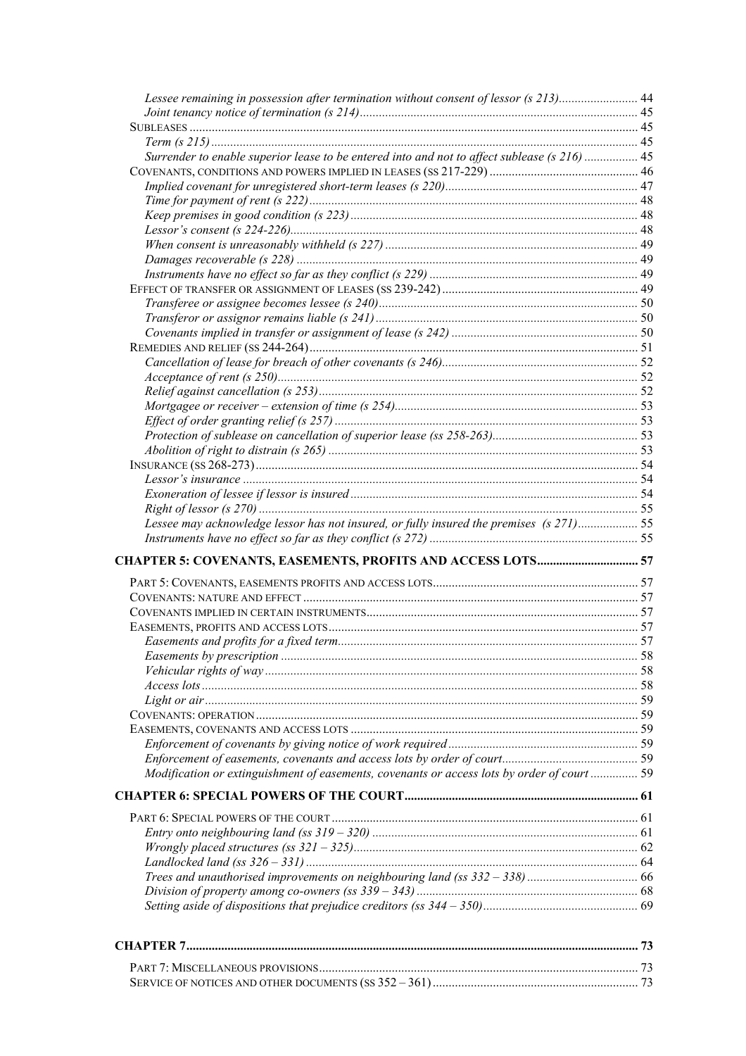*Lessee remaining in possession after termination without consent of lessor (s 213)* ........................ 44
*Joint tenancy notice of termination (s 214)* ........................ 45
SUBLEASES ........................ 45
*Term (s 215)* ........................ 45
*Surrender to enable superior lease to be entered into and not to affect sublease (s 216)* ........................ 45
COVENANTS, CONDITIONS AND POWERS IMPLIED IN LEASES (SS 217-229) ........................ 46
*Implied covenant for unregistered short-term leases (s 220)* ........................ 47
*Time for payment of rent (s 222)* ........................ 48
*Keep premises in good condition (s 223)* ........................ 48
*Lessor's consent (s 224-226)* ........................ 48
*When consent is unreasonably withheld (s 227)* ........................ 49
*Damages recoverable (s 228)* ........................ 49
*Instruments have no effect so far as they conflict (s 229)* ........................ 49
EFFECT OF TRANSFER OR ASSIGNMENT OF LEASES (SS 239-242) ........................ 49
*Transferee or assignee becomes lessee (s 240)* ........................ 50
*Transferor or assignor remains liable (s 241)* ........................ 50
*Covenants implied in transfer or assignment of lease (s 242)* ........................ 50
REMEDIES AND RELIEF (SS 244-264) ........................ 51
*Cancellation of lease for breach of other covenants (s 246)* ........................ 52
*Acceptance of rent (s 250)* ........................ 52
*Relief against cancellation (s 253)* ........................ 52
*Mortgagee or receiver – extension of time (s 254)* ........................ 53
*Effect of order granting relief (s 257)* ........................ 53
*Protection of sublease on cancellation of superior lease (ss 258-263)* ........................ 53
*Abolition of right to distrain (s 265)* ........................ 53
INSURANCE (SS 268-273) ........................ 54
*Lessor's insurance* ........................ 54
*Exoneration of lessee if lessor is insured* ........................ 54
*Right of lessor (s 270)* ........................ 55
*Lessee may acknowledge lessor has not insured, or fully insured the premises (s 271)* ........................ 55
*Instruments have no effect so far as they conflict (s 272)* ........................ 55

**CHAPTER 5: COVENANTS, EASEMENTS, PROFITS AND ACCESS LOTS** ........................ 57

PART 5: COVENANTS, EASEMENTS PROFITS AND ACCESS LOTS ........................ 57
COVENANTS: NATURE AND EFFECT ........................ 57
COVENANTS IMPLIED IN CERTAIN INSTRUMENTS ........................ 57
EASEMENTS, PROFITS AND ACCESS LOTS ........................ 57
*Easements and profits for a fixed term* ........................ 57
*Easements by prescription* ........................ 58
*Vehicular rights of way* ........................ 58
*Access lots* ........................ 58
*Light or air* ........................ 59
COVENANTS: OPERATION ........................ 59
EASEMENTS, COVENANTS AND ACCESS LOTS ........................ 59
*Enforcement of covenants by giving notice of work required* ........................ 59
*Enforcement of easements, covenants and access lots by order of court* ........................ 59
*Modification or extinguishment of easements, covenants or access lots by order of court* ........................ 59

**CHAPTER 6: SPECIAL POWERS OF THE COURT** ........................ 61

PART 6: SPECIAL POWERS OF THE COURT ........................ 61
*Entry onto neighbouring land (ss 319 – 320)* ........................ 61
*Wrongly placed structures (ss 321 – 325)* ........................ 62
*Landlocked land (ss 326 – 331)* ........................ 64
*Trees and unauthorised improvements on neighbouring land (ss 332 – 338)* ........................ 66
*Division of property among co-owners (ss 339 – 343)* ........................ 68
*Setting aside of dispositions that prejudice creditors (ss 344 – 350)* ........................ 69

**CHAPTER 7** ........................ 73

PART 7: MISCELLANEOUS PROVISIONS ........................ 73
SERVICE OF NOTICES AND OTHER DOCUMENTS (SS 352 – 361) ........................ 73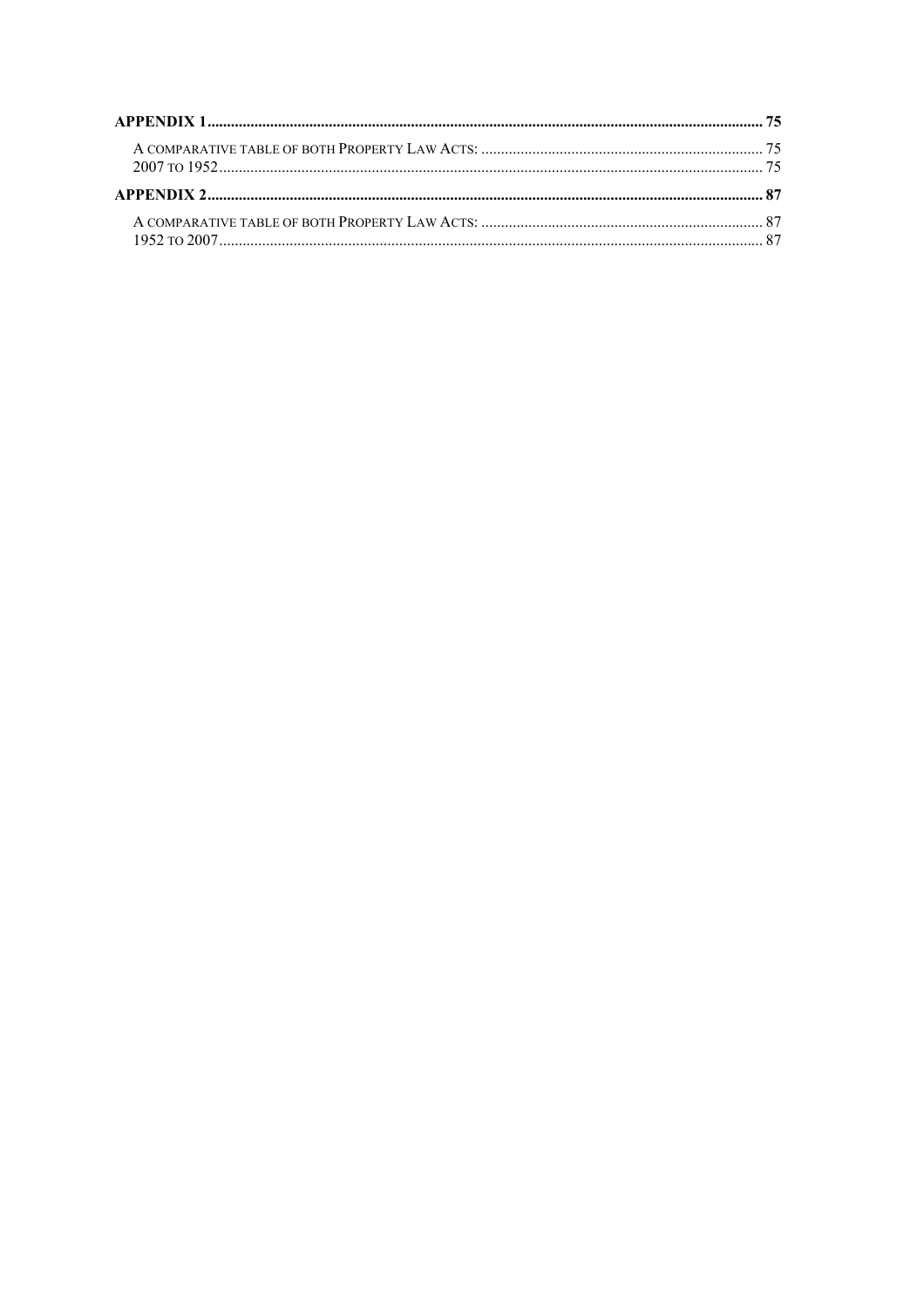**APPENDIX 1** .......... 75

A COMPARATIVE TABLE OF BOTH PROPERTY LAW ACTS: .......... 75
2007 TO 1952 .......... 75

**APPENDIX 2** .......... 87

A COMPARATIVE TABLE OF BOTH PROPERTY LAW ACTS: .......... 87
1952 TO 2007 .......... 87